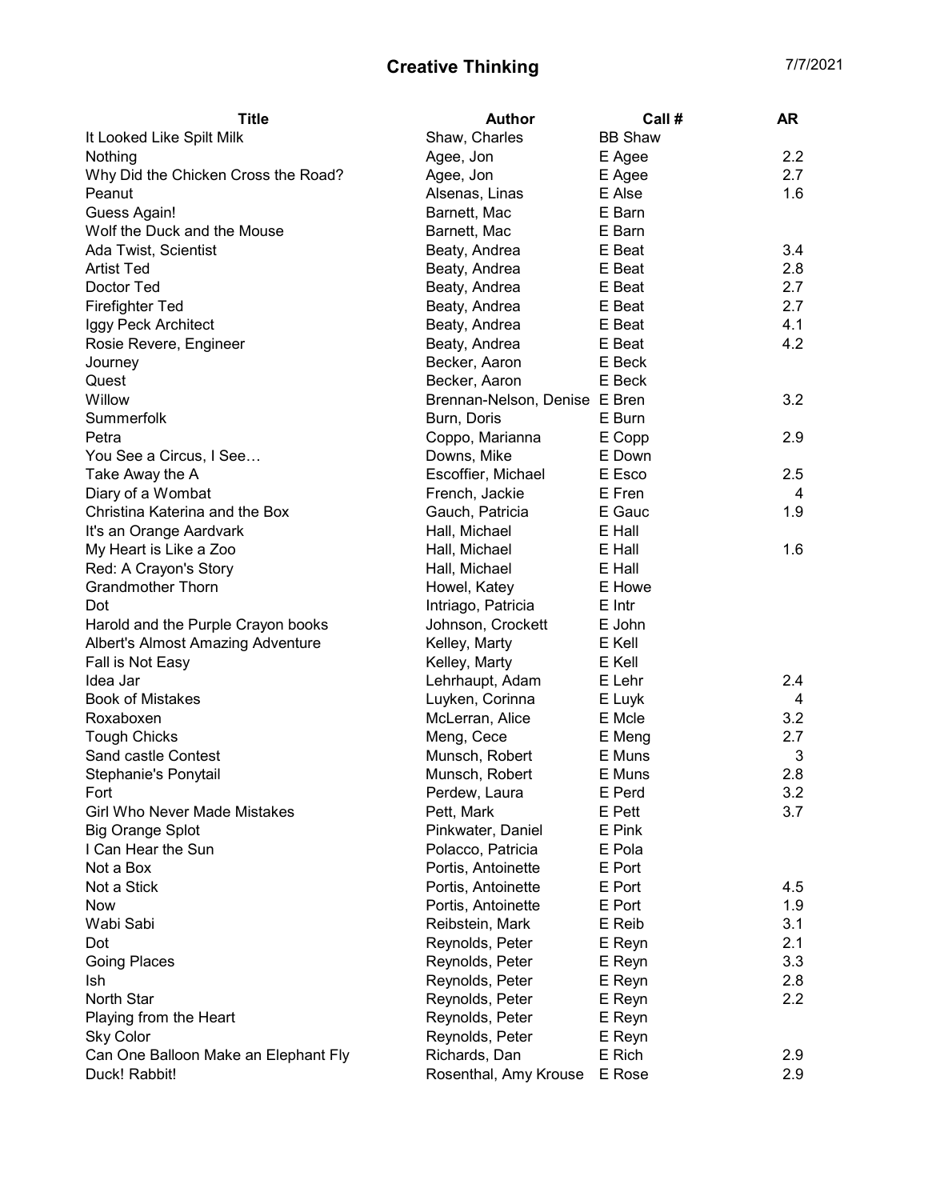# Creative Thinking

7/7/2021

| Title | Author | Call # | AR |
|---|---|---|---|
| It Looked Like Spilt Milk | Shaw, Charles | BB Shaw | |
| Nothing | Agee, Jon | E Agee | 2.2 |
| Why Did the Chicken Cross the Road? | Agee, Jon | E Agee | 2.7 |
| Peanut | Alsenas, Linas | E Alse | 1.6 |
| Guess Again! | Barnett, Mac | E Barn | |
| Wolf the Duck and the Mouse | Barnett, Mac | E Barn | |
| Ada Twist, Scientist | Beaty, Andrea | E Beat | 3.4 |
| Artist Ted | Beaty, Andrea | E Beat | 2.8 |
| Doctor Ted | Beaty, Andrea | E Beat | 2.7 |
| Firefighter Ted | Beaty, Andrea | E Beat | 2.7 |
| Iggy Peck Architect | Beaty, Andrea | E Beat | 4.1 |
| Rosie Revere, Engineer | Beaty, Andrea | E Beat | 4.2 |
| Journey | Becker, Aaron | E Beck | |
| Quest | Becker, Aaron | E Beck | |
| Willow | Brennan-Nelson, Denise | E Bren | 3.2 |
| Summerfolk | Burn, Doris | E Burn | |
| Petra | Coppo, Marianna | E Copp | 2.9 |
| You See a Circus, I See… | Downs, Mike | E Down | |
| Take Away the A | Escoffier, Michael | E Esco | 2.5 |
| Diary of a Wombat | French, Jackie | E Fren | 4 |
| Christina Katerina and the Box | Gauch, Patricia | E Gauc | 1.9 |
| It's an Orange Aardvark | Hall, Michael | E Hall | |
| My Heart is Like a Zoo | Hall, Michael | E Hall | 1.6 |
| Red: A Crayon's Story | Hall, Michael | E Hall | |
| Grandmother Thorn | Howel, Katey | E Howe | |
| Dot | Intriago, Patricia | E Intr | |
| Harold and the Purple Crayon books | Johnson, Crockett | E John | |
| Albert's Almost Amazing Adventure | Kelley, Marty | E Kell | |
| Fall is Not Easy | Kelley, Marty | E Kell | |
| Idea Jar | Lehrhaupt, Adam | E Lehr | 2.4 |
| Book of Mistakes | Luyken, Corinna | E Luyk | 4 |
| Roxaboxen | McLerran, Alice | E Mcle | 3.2 |
| Tough Chicks | Meng, Cece | E Meng | 2.7 |
| Sand castle Contest | Munsch, Robert | E Muns | 3 |
| Stephanie's Ponytail | Munsch, Robert | E Muns | 2.8 |
| Fort | Perdew, Laura | E Perd | 3.2 |
| Girl Who Never Made Mistakes | Pett, Mark | E Pett | 3.7 |
| Big Orange Splot | Pinkwater, Daniel | E Pink | |
| I Can Hear the Sun | Polacco, Patricia | E Pola | |
| Not a Box | Portis, Antoinette | E Port | |
| Not a Stick | Portis, Antoinette | E Port | 4.5 |
| Now | Portis, Antoinette | E Port | 1.9 |
| Wabi Sabi | Reibstein, Mark | E Reib | 3.1 |
| Dot | Reynolds, Peter | E Reyn | 2.1 |
| Going Places | Reynolds, Peter | E Reyn | 3.3 |
| Ish | Reynolds, Peter | E Reyn | 2.8 |
| North Star | Reynolds, Peter | E Reyn | 2.2 |
| Playing from the Heart | Reynolds, Peter | E Reyn | |
| Sky Color | Reynolds, Peter | E Reyn | |
| Can One Balloon Make an Elephant Fly | Richards, Dan | E Rich | 2.9 |
| Duck! Rabbit! | Rosenthal, Amy Krouse | E Rose | 2.9 |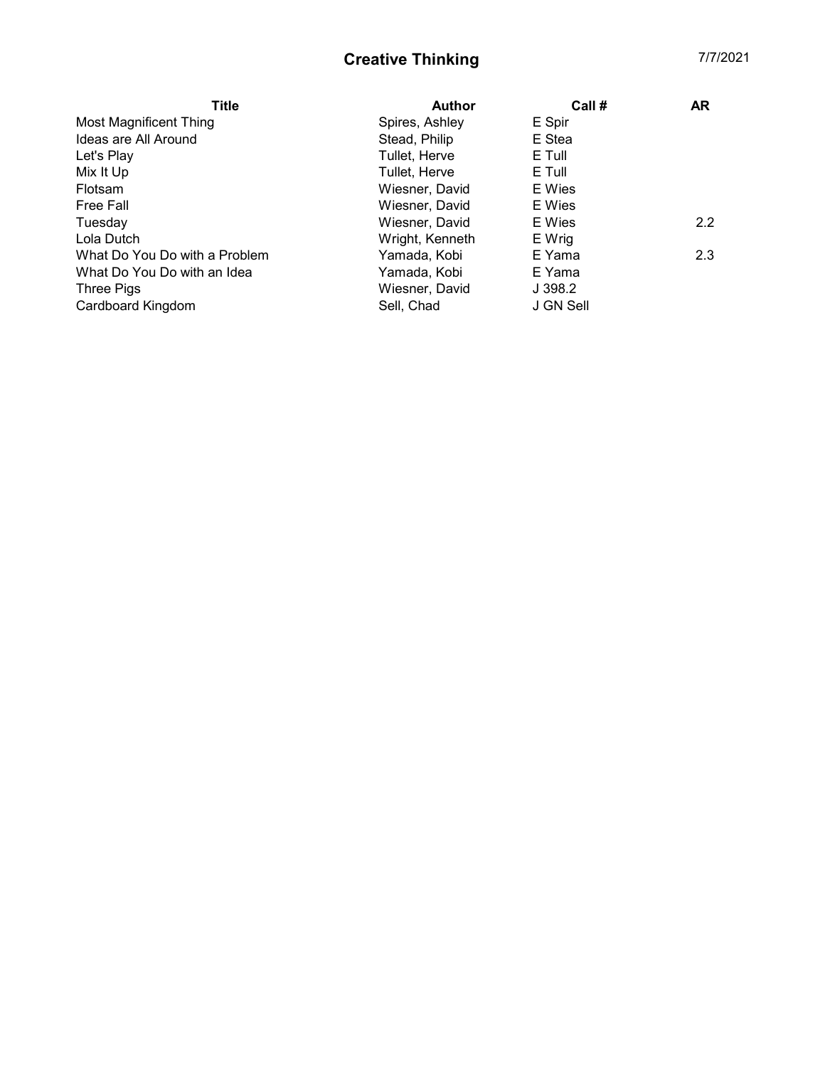# Creative Thinking

7/7/2021

| Title | Author | Call # | AR |
|---|---|---|---|
| Most Magnificent Thing | Spires, Ashley | E Spir | |
| Ideas are All Around | Stead, Philip | E Stea | |
| Let's Play | Tullet, Herve | E Tull | |
| Mix It Up | Tullet, Herve | E Tull | |
| Flotsam | Wiesner, David | E Wies | |
| Free Fall | Wiesner, David | E Wies | |
| Tuesday | Wiesner, David | E Wies | 2.2 |
| Lola Dutch | Wright, Kenneth | E Wrig | |
| What Do You Do with a Problem | Yamada, Kobi | E Yama | 2.3 |
| What Do You Do with an Idea | Yamada, Kobi | E Yama | |
| Three Pigs | Wiesner, David | J 398.2 | |
| Cardboard Kingdom | Sell, Chad | J GN Sell | |